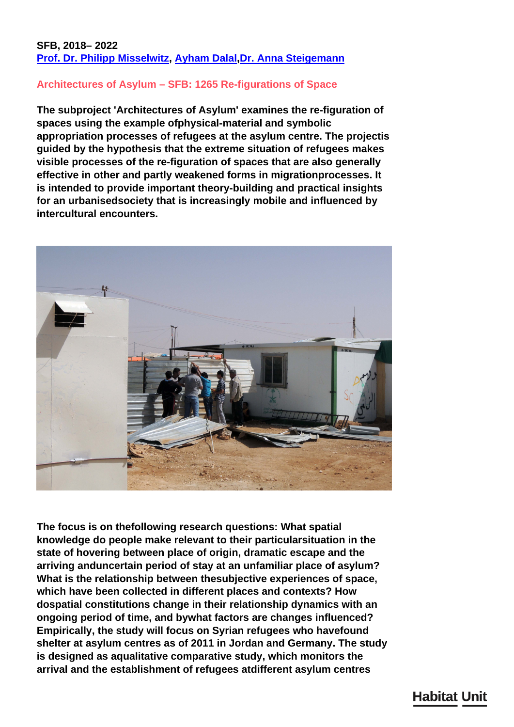**SFB, 2018– 2022**
**Prof. Dr. Philipp Misselwitz, Ayham Dalal,Dr. Anna Steigemann**

## Architectures of Asylum – SFB: 1265 Re-figurations of Space

**The subproject 'Architectures of Asylum' examines the re-figuration of spaces using the example ofphysical-material and symbolic appropriation processes of refugees at the asylum centre. The projectis guided by the hypothesis that the extreme situation of refugees makes visible processes of the re-figuration of spaces that are also generally effective in other and partly weakened forms in migrationprocesses. It is intended to provide important theory-building and practical insights for an urbanisedsociety that is increasingly mobile and influenced by intercultural encounters.**

**The focus is on thefollowing research questions: What spatial knowledge do people make relevant to their particularsituation in the state of hovering between place of origin, dramatic escape and the arriving anduncertain period of stay at an unfamiliar place of asylum? What is the relationship between thesubjective experiences of space, which have been collected in different places and contexts? How dospatial constitutions change in their relationship dynamics with an ongoing period of time, and bywhat factors are changes influenced? Empirically, the study will focus on Syrian refugees who havefound shelter at asylum centres as of 2011 in Jordan and Germany. The study is designed as aqualitative comparative study, which monitors the arrival and the establishment of refugees atdifferent asylum centres**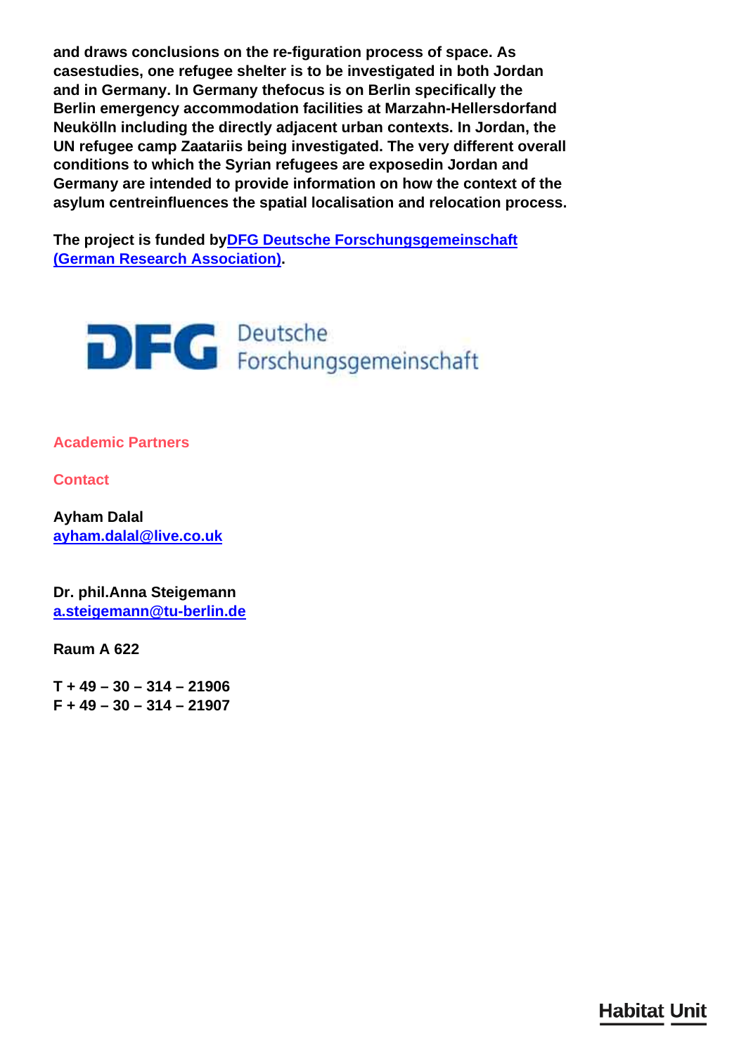**and draws conclusions on the re-figuration process of space. As casestudies, one refugee shelter is to be investigated in both Jordan and in Germany. In Germany thefocus is on Berlin specifically the Berlin emergency accommodation facilities at Marzahn-Hellersdorfand Neukölln including the directly adjacent urban contexts. In Jordan, the UN refugee camp Zaatariis being investigated. The very different overall conditions to which the Syrian refugees are exposedin Jordan and Germany are intended to provide information on how the context of the asylum centreinfluences the spatial localisation and relocation process.**

**The project is funded by[DFG Deutsche Forschungsgemeinschaft (German Research Association)].**

DFG Deutsche Forschungsgemeinschaft

### Academic Partners

### Contact

**Ayham Dalal**
ayham.dalal@live.co.uk

**Dr. phil.Anna Steigemann**
a.steigemann@tu-berlin.de

**Raum A 622**

**T + 49 – 30 – 314 – 21906**
**F + 49 – 30 – 314 – 21907**

Habitat Unit